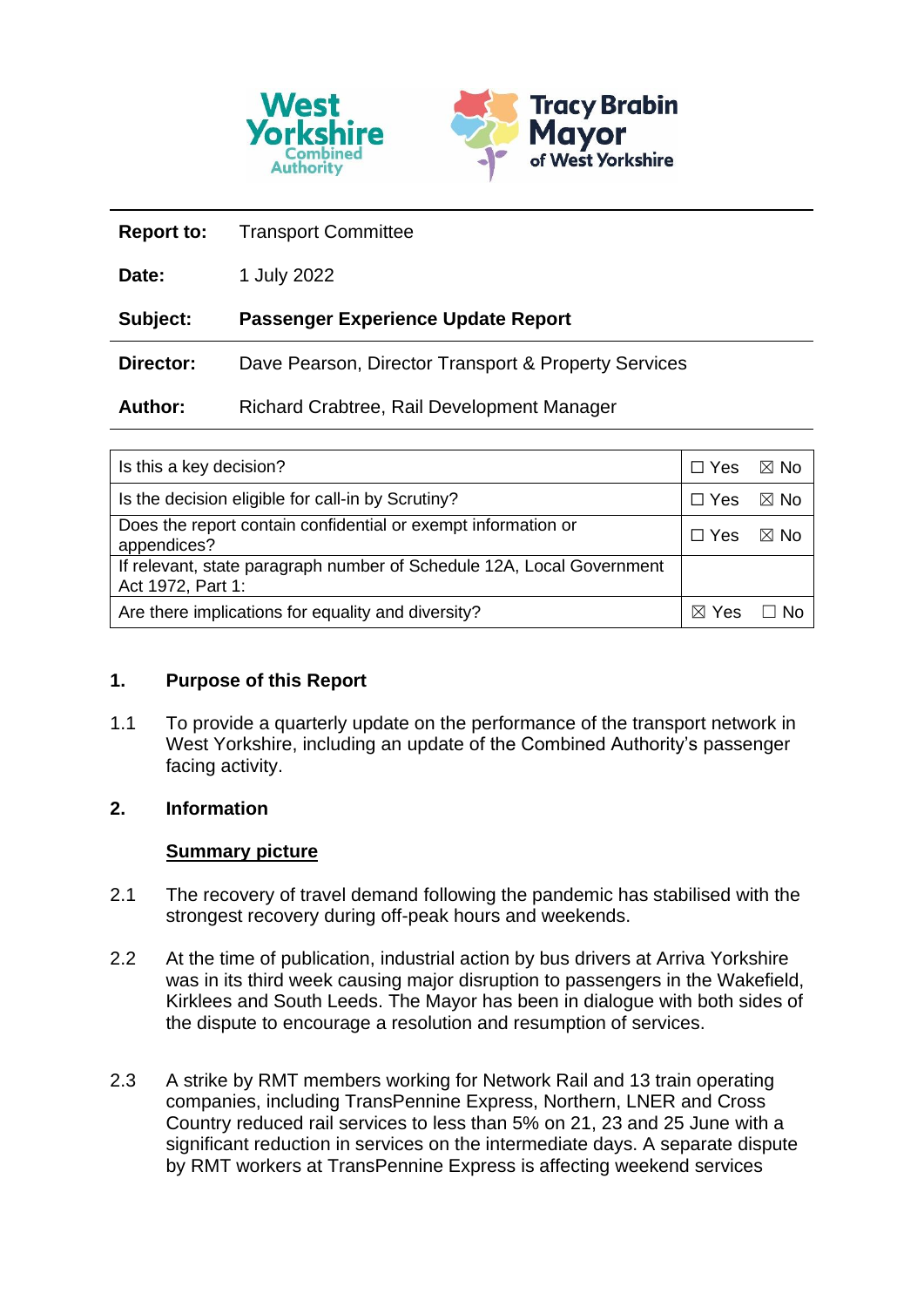| | |
|---|---|
| **Report to:** | Transport Committee |
| **Date:** | 1 July 2022 |
| **Subject:** | **Passenger Experience Update Report** |
| **Director:** | Dave Pearson, Director Transport & Property Services |
| **Author:** | Richard Crabtree, Rail Development Manager |

| | |
|---|---|
| Is this a key decision? | ☐ Yes ☒ No |
| Is the decision eligible for call-in by Scrutiny? | ☐ Yes ☒ No |
| Does the report contain confidential or exempt information or appendices? | ☐ Yes ☒ No |
| If relevant, state paragraph number of Schedule 12A, Local Government Act 1972, Part 1: | |
| Are there implications for equality and diversity? | ☒ Yes ☐ No |

## 1. Purpose of this Report

1.1 To provide a quarterly update on the performance of the transport network in West Yorkshire, including an update of the Combined Authority's passenger facing activity.

## 2. Information

**Summary picture**

2.1 The recovery of travel demand following the pandemic has stabilised with the strongest recovery during off-peak hours and weekends.

2.2 At the time of publication, industrial action by bus drivers at Arriva Yorkshire was in its third week causing major disruption to passengers in the Wakefield, Kirklees and South Leeds. The Mayor has been in dialogue with both sides of the dispute to encourage a resolution and resumption of services.

2.3 A strike by RMT members working for Network Rail and 13 train operating companies, including TransPennine Express, Northern, LNER and Cross Country reduced rail services to less than 5% on 21, 23 and 25 June with a significant reduction in services on the intermediate days. A separate dispute by RMT workers at TransPennine Express is affecting weekend services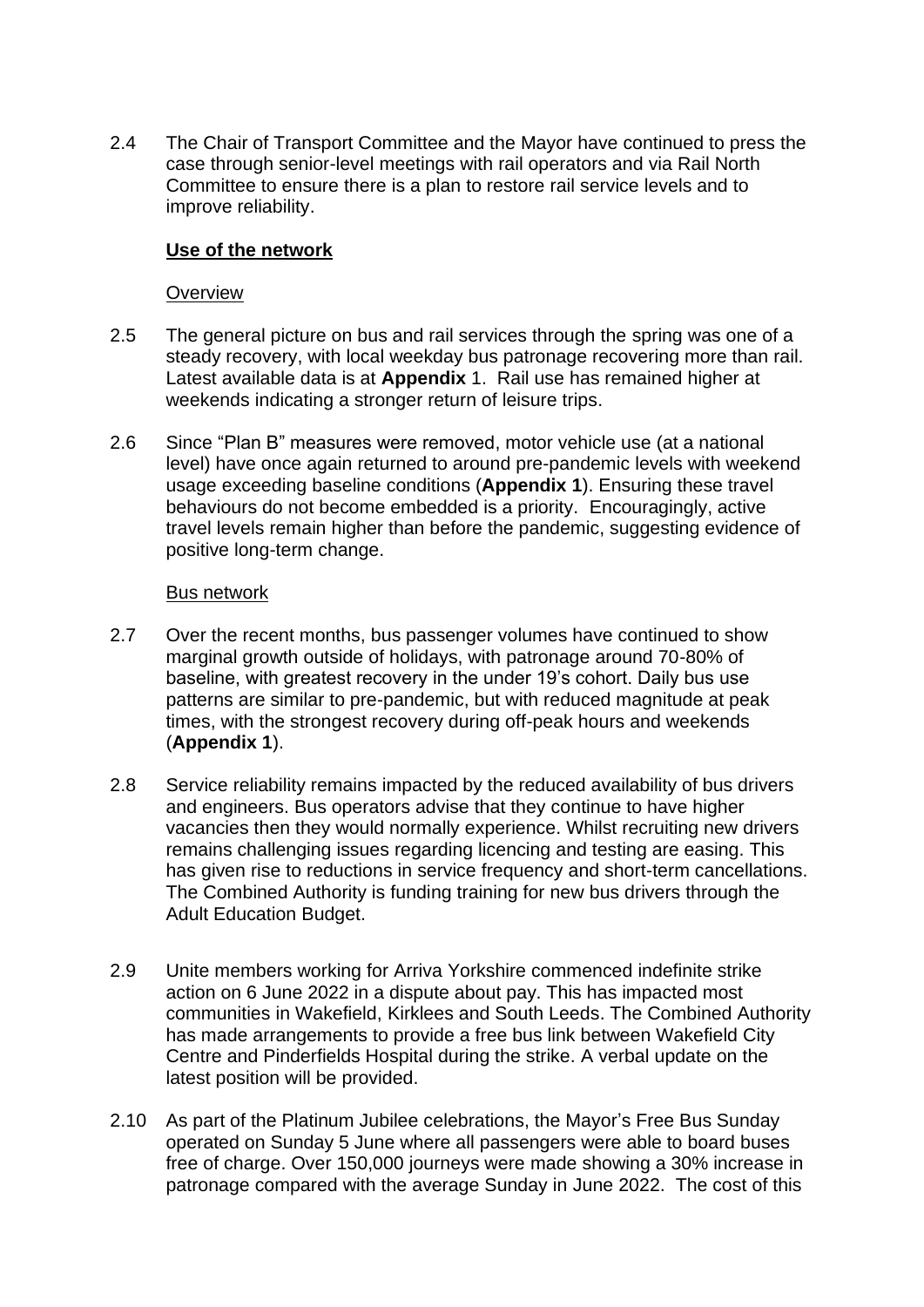2.4 The Chair of Transport Committee and the Mayor have continued to press the case through senior-level meetings with rail operators and via Rail North Committee to ensure there is a plan to restore rail service levels and to improve reliability.

**Use of the network**

Overview

2.5 The general picture on bus and rail services through the spring was one of a steady recovery, with local weekday bus patronage recovering more than rail. Latest available data is at **Appendix** 1. Rail use has remained higher at weekends indicating a stronger return of leisure trips.

2.6 Since "Plan B" measures were removed, motor vehicle use (at a national level) have once again returned to around pre-pandemic levels with weekend usage exceeding baseline conditions (**Appendix 1**). Ensuring these travel behaviours do not become embedded is a priority. Encouragingly, active travel levels remain higher than before the pandemic, suggesting evidence of positive long-term change.

Bus network

2.7 Over the recent months, bus passenger volumes have continued to show marginal growth outside of holidays, with patronage around 70-80% of baseline, with greatest recovery in the under 19's cohort. Daily bus use patterns are similar to pre-pandemic, but with reduced magnitude at peak times, with the strongest recovery during off-peak hours and weekends (**Appendix 1**).

2.8 Service reliability remains impacted by the reduced availability of bus drivers and engineers. Bus operators advise that they continue to have higher vacancies then they would normally experience. Whilst recruiting new drivers remains challenging issues regarding licencing and testing are easing. This has given rise to reductions in service frequency and short-term cancellations. The Combined Authority is funding training for new bus drivers through the Adult Education Budget.

2.9 Unite members working for Arriva Yorkshire commenced indefinite strike action on 6 June 2022 in a dispute about pay. This has impacted most communities in Wakefield, Kirklees and South Leeds. The Combined Authority has made arrangements to provide a free bus link between Wakefield City Centre and Pinderfields Hospital during the strike. A verbal update on the latest position will be provided.

2.10 As part of the Platinum Jubilee celebrations, the Mayor's Free Bus Sunday operated on Sunday 5 June where all passengers were able to board buses free of charge. Over 150,000 journeys were made showing a 30% increase in patronage compared with the average Sunday in June 2022. The cost of this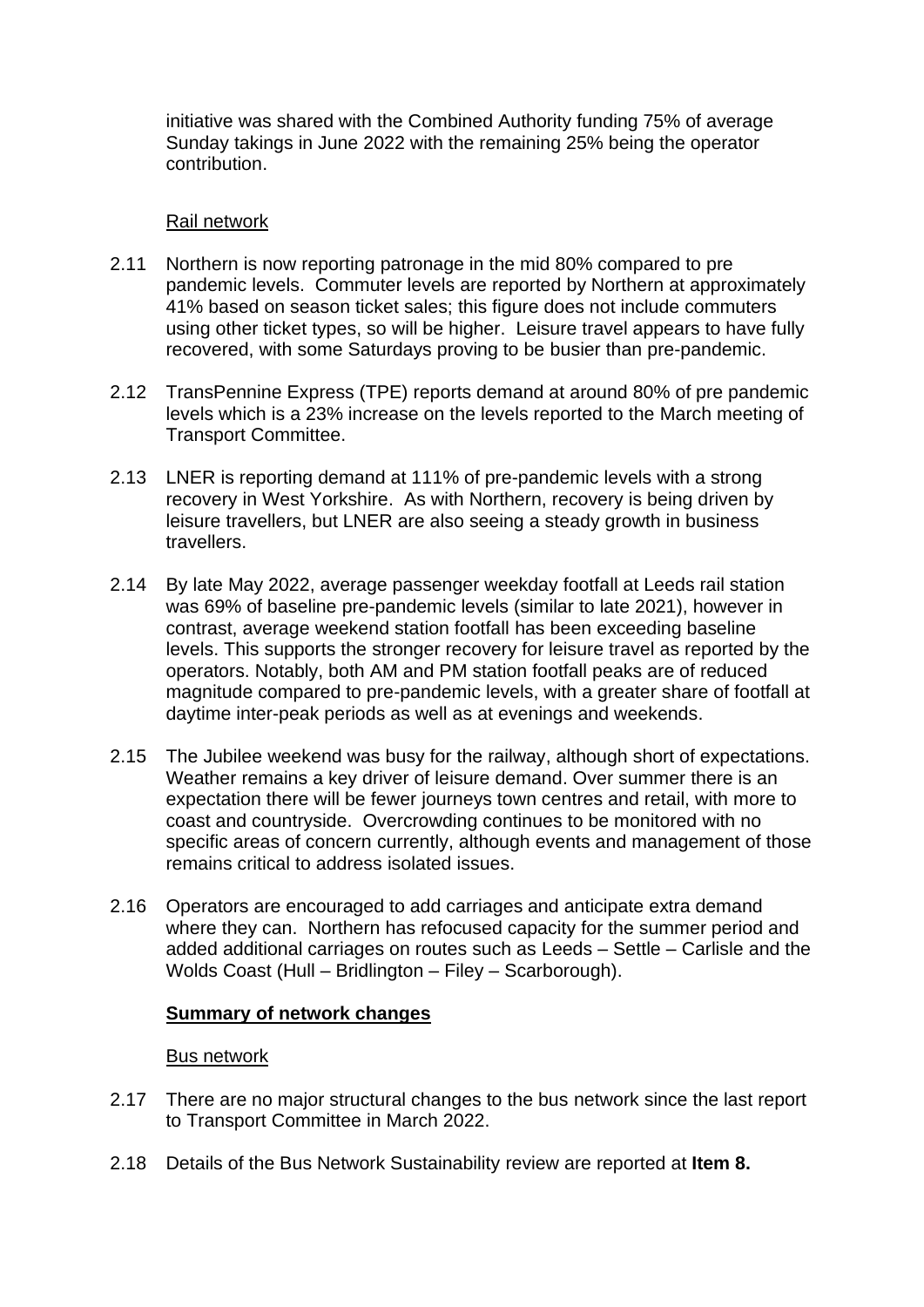initiative was shared with the Combined Authority funding 75% of average Sunday takings in June 2022 with the remaining 25% being the operator contribution.

Rail network

2.11 Northern is now reporting patronage in the mid 80% compared to pre pandemic levels. Commuter levels are reported by Northern at approximately 41% based on season ticket sales; this figure does not include commuters using other ticket types, so will be higher. Leisure travel appears to have fully recovered, with some Saturdays proving to be busier than pre-pandemic.

2.12 TransPennine Express (TPE) reports demand at around 80% of pre pandemic levels which is a 23% increase on the levels reported to the March meeting of Transport Committee.

2.13 LNER is reporting demand at 111% of pre-pandemic levels with a strong recovery in West Yorkshire. As with Northern, recovery is being driven by leisure travellers, but LNER are also seeing a steady growth in business travellers.

2.14 By late May 2022, average passenger weekday footfall at Leeds rail station was 69% of baseline pre-pandemic levels (similar to late 2021), however in contrast, average weekend station footfall has been exceeding baseline levels. This supports the stronger recovery for leisure travel as reported by the operators. Notably, both AM and PM station footfall peaks are of reduced magnitude compared to pre-pandemic levels, with a greater share of footfall at daytime inter-peak periods as well as at evenings and weekends.

2.15 The Jubilee weekend was busy for the railway, although short of expectations. Weather remains a key driver of leisure demand. Over summer there is an expectation there will be fewer journeys town centres and retail, with more to coast and countryside. Overcrowding continues to be monitored with no specific areas of concern currently, although events and management of those remains critical to address isolated issues.

2.16 Operators are encouraged to add carriages and anticipate extra demand where they can. Northern has refocused capacity for the summer period and added additional carriages on routes such as Leeds – Settle – Carlisle and the Wolds Coast (Hull – Bridlington – Filey – Scarborough).

**Summary of network changes**

Bus network

2.17 There are no major structural changes to the bus network since the last report to Transport Committee in March 2022.

2.18 Details of the Bus Network Sustainability review are reported at **Item 8.**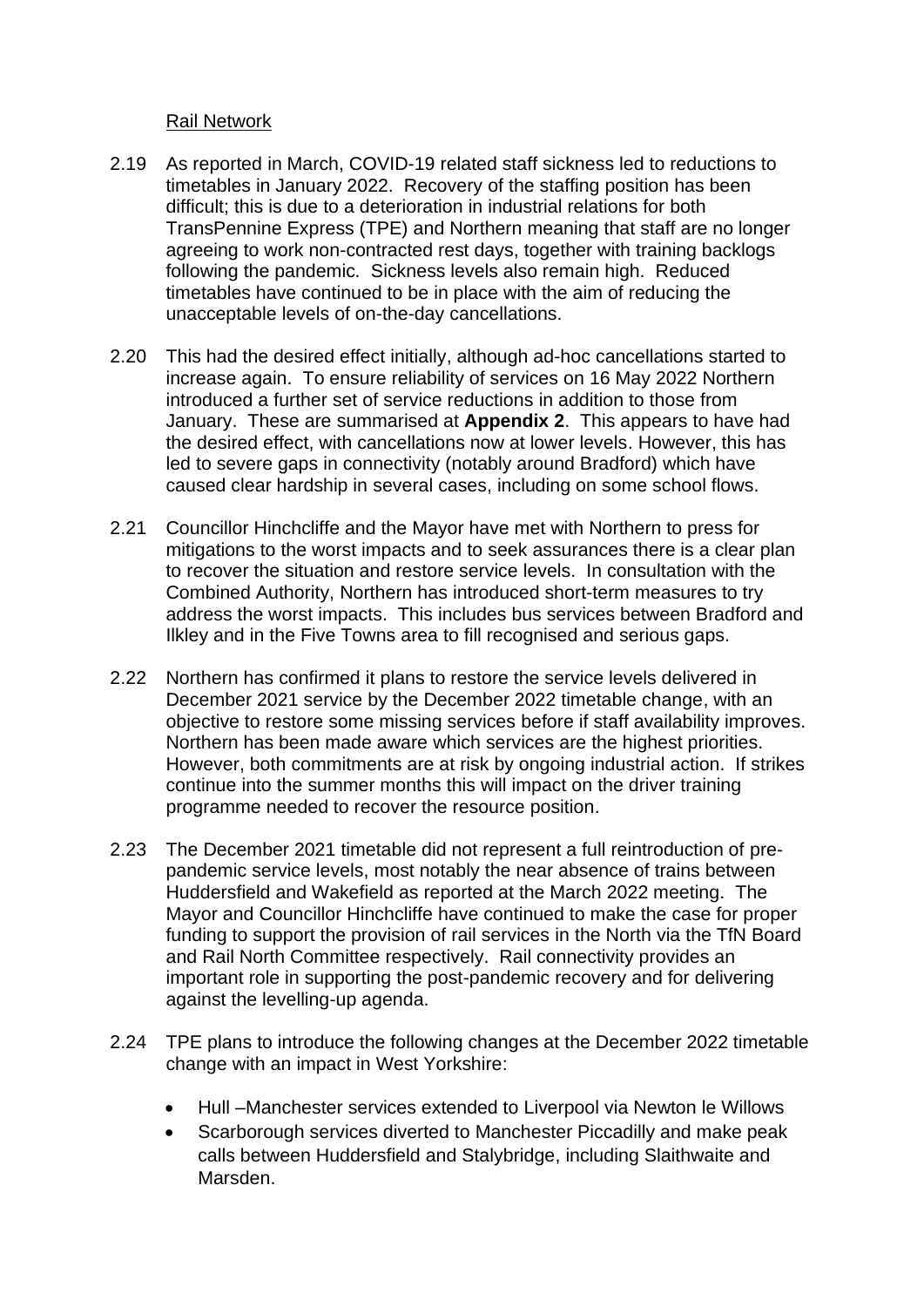Rail Network

2.19 As reported in March, COVID-19 related staff sickness led to reductions to timetables in January 2022. Recovery of the staffing position has been difficult; this is due to a deterioration in industrial relations for both TransPennine Express (TPE) and Northern meaning that staff are no longer agreeing to work non-contracted rest days, together with training backlogs following the pandemic. Sickness levels also remain high. Reduced timetables have continued to be in place with the aim of reducing the unacceptable levels of on-the-day cancellations.

2.20 This had the desired effect initially, although ad-hoc cancellations started to increase again. To ensure reliability of services on 16 May 2022 Northern introduced a further set of service reductions in addition to those from January. These are summarised at **Appendix 2**. This appears to have had the desired effect, with cancellations now at lower levels. However, this has led to severe gaps in connectivity (notably around Bradford) which have caused clear hardship in several cases, including on some school flows.

2.21 Councillor Hinchcliffe and the Mayor have met with Northern to press for mitigations to the worst impacts and to seek assurances there is a clear plan to recover the situation and restore service levels. In consultation with the Combined Authority, Northern has introduced short-term measures to try address the worst impacts. This includes bus services between Bradford and Ilkley and in the Five Towns area to fill recognised and serious gaps.

2.22 Northern has confirmed it plans to restore the service levels delivered in December 2021 service by the December 2022 timetable change, with an objective to restore some missing services before if staff availability improves. Northern has been made aware which services are the highest priorities. However, both commitments are at risk by ongoing industrial action. If strikes continue into the summer months this will impact on the driver training programme needed to recover the resource position.

2.23 The December 2021 timetable did not represent a full reintroduction of pre-pandemic service levels, most notably the near absence of trains between Huddersfield and Wakefield as reported at the March 2022 meeting. The Mayor and Councillor Hinchcliffe have continued to make the case for proper funding to support the provision of rail services in the North via the TfN Board and Rail North Committee respectively. Rail connectivity provides an important role in supporting the post-pandemic recovery and for delivering against the levelling-up agenda.

2.24 TPE plans to introduce the following changes at the December 2022 timetable change with an impact in West Yorkshire:

- Hull –Manchester services extended to Liverpool via Newton le Willows
- Scarborough services diverted to Manchester Piccadilly and make peak calls between Huddersfield and Stalybridge, including Slaithwaite and Marsden.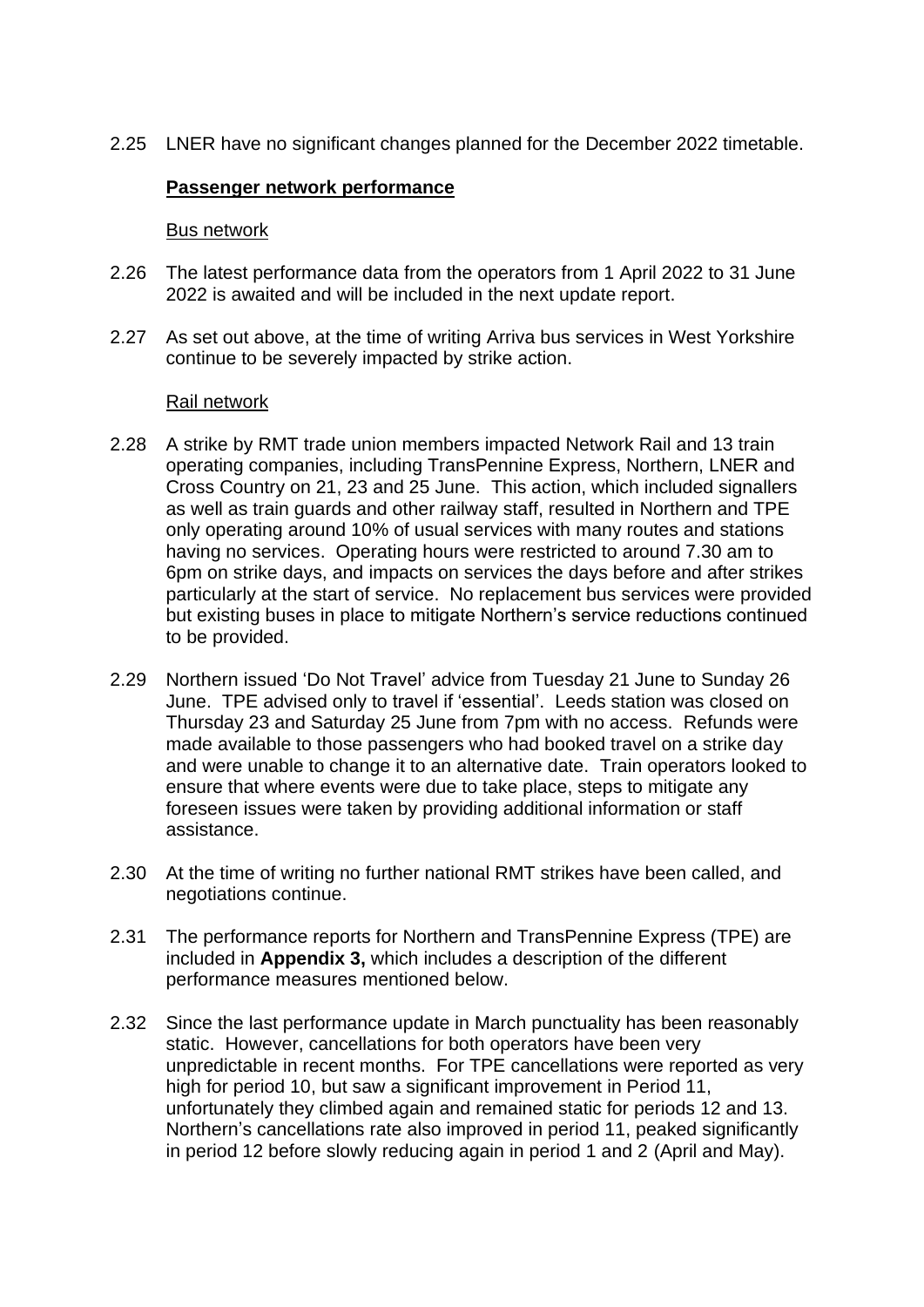2.25 LNER have no significant changes planned for the December 2022 timetable.

**Passenger network performance**

Bus network

2.26 The latest performance data from the operators from 1 April 2022 to 31 June 2022 is awaited and will be included in the next update report.

2.27 As set out above, at the time of writing Arriva bus services in West Yorkshire continue to be severely impacted by strike action.

Rail network

2.28 A strike by RMT trade union members impacted Network Rail and 13 train operating companies, including TransPennine Express, Northern, LNER and Cross Country on 21, 23 and 25 June. This action, which included signallers as well as train guards and other railway staff, resulted in Northern and TPE only operating around 10% of usual services with many routes and stations having no services. Operating hours were restricted to around 7.30 am to 6pm on strike days, and impacts on services the days before and after strikes particularly at the start of service. No replacement bus services were provided but existing buses in place to mitigate Northern's service reductions continued to be provided.

2.29 Northern issued 'Do Not Travel' advice from Tuesday 21 June to Sunday 26 June. TPE advised only to travel if 'essential'. Leeds station was closed on Thursday 23 and Saturday 25 June from 7pm with no access. Refunds were made available to those passengers who had booked travel on a strike day and were unable to change it to an alternative date. Train operators looked to ensure that where events were due to take place, steps to mitigate any foreseen issues were taken by providing additional information or staff assistance.

2.30 At the time of writing no further national RMT strikes have been called, and negotiations continue.

2.31 The performance reports for Northern and TransPennine Express (TPE) are included in **Appendix 3,** which includes a description of the different performance measures mentioned below.

2.32 Since the last performance update in March punctuality has been reasonably static. However, cancellations for both operators have been very unpredictable in recent months. For TPE cancellations were reported as very high for period 10, but saw a significant improvement in Period 11, unfortunately they climbed again and remained static for periods 12 and 13. Northern's cancellations rate also improved in period 11, peaked significantly in period 12 before slowly reducing again in period 1 and 2 (April and May).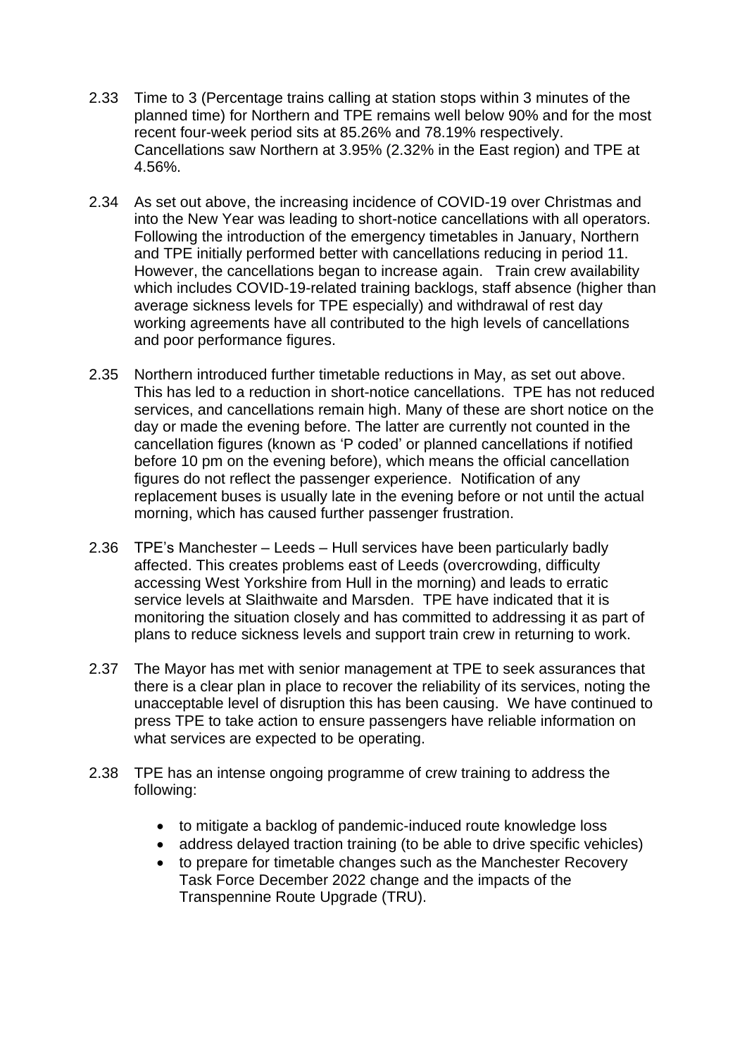2.33 Time to 3 (Percentage trains calling at station stops within 3 minutes of the planned time) for Northern and TPE remains well below 90% and for the most recent four-week period sits at 85.26% and 78.19% respectively. Cancellations saw Northern at 3.95% (2.32% in the East region) and TPE at 4.56%.

2.34 As set out above, the increasing incidence of COVID-19 over Christmas and into the New Year was leading to short-notice cancellations with all operators. Following the introduction of the emergency timetables in January, Northern and TPE initially performed better with cancellations reducing in period 11. However, the cancellations began to increase again. Train crew availability which includes COVID-19-related training backlogs, staff absence (higher than average sickness levels for TPE especially) and withdrawal of rest day working agreements have all contributed to the high levels of cancellations and poor performance figures.

2.35 Northern introduced further timetable reductions in May, as set out above. This has led to a reduction in short-notice cancellations. TPE has not reduced services, and cancellations remain high. Many of these are short notice on the day or made the evening before. The latter are currently not counted in the cancellation figures (known as 'P coded' or planned cancellations if notified before 10 pm on the evening before), which means the official cancellation figures do not reflect the passenger experience. Notification of any replacement buses is usually late in the evening before or not until the actual morning, which has caused further passenger frustration.

2.36 TPE's Manchester – Leeds – Hull services have been particularly badly affected. This creates problems east of Leeds (overcrowding, difficulty accessing West Yorkshire from Hull in the morning) and leads to erratic service levels at Slaithwaite and Marsden. TPE have indicated that it is monitoring the situation closely and has committed to addressing it as part of plans to reduce sickness levels and support train crew in returning to work.

2.37 The Mayor has met with senior management at TPE to seek assurances that there is a clear plan in place to recover the reliability of its services, noting the unacceptable level of disruption this has been causing. We have continued to press TPE to take action to ensure passengers have reliable information on what services are expected to be operating.

2.38 TPE has an intense ongoing programme of crew training to address the following:

- to mitigate a backlog of pandemic-induced route knowledge loss
- address delayed traction training (to be able to drive specific vehicles)
- to prepare for timetable changes such as the Manchester Recovery Task Force December 2022 change and the impacts of the Transpennine Route Upgrade (TRU).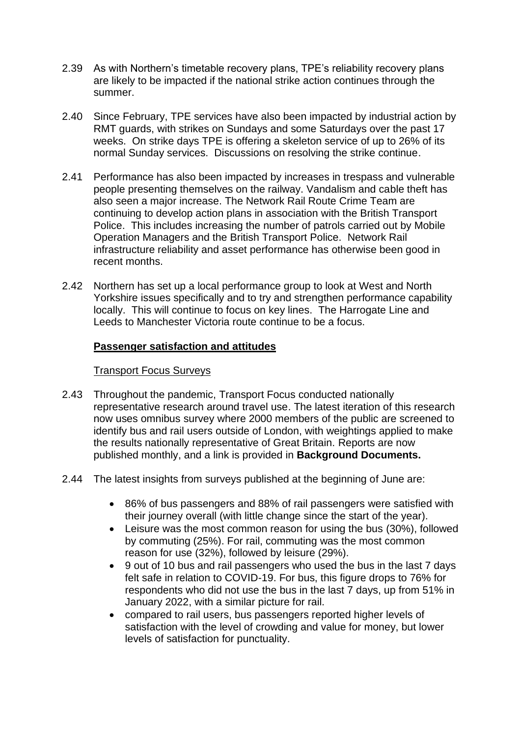2.39 As with Northern's timetable recovery plans, TPE's reliability recovery plans are likely to be impacted if the national strike action continues through the summer.

2.40 Since February, TPE services have also been impacted by industrial action by RMT guards, with strikes on Sundays and some Saturdays over the past 17 weeks. On strike days TPE is offering a skeleton service of up to 26% of its normal Sunday services. Discussions on resolving the strike continue.

2.41 Performance has also been impacted by increases in trespass and vulnerable people presenting themselves on the railway. Vandalism and cable theft has also seen a major increase. The Network Rail Route Crime Team are continuing to develop action plans in association with the British Transport Police. This includes increasing the number of patrols carried out by Mobile Operation Managers and the British Transport Police. Network Rail infrastructure reliability and asset performance has otherwise been good in recent months.

2.42 Northern has set up a local performance group to look at West and North Yorkshire issues specifically and to try and strengthen performance capability locally. This will continue to focus on key lines. The Harrogate Line and Leeds to Manchester Victoria route continue to be a focus.

**Passenger satisfaction and attitudes**

Transport Focus Surveys

2.43 Throughout the pandemic, Transport Focus conducted nationally representative research around travel use. The latest iteration of this research now uses omnibus survey where 2000 members of the public are screened to identify bus and rail users outside of London, with weightings applied to make the results nationally representative of Great Britain. Reports are now published monthly, and a link is provided in **Background Documents.**

2.44 The latest insights from surveys published at the beginning of June are:

- 86% of bus passengers and 88% of rail passengers were satisfied with their journey overall (with little change since the start of the year).
- Leisure was the most common reason for using the bus (30%), followed by commuting (25%). For rail, commuting was the most common reason for use (32%), followed by leisure (29%).
- 9 out of 10 bus and rail passengers who used the bus in the last 7 days felt safe in relation to COVID-19. For bus, this figure drops to 76% for respondents who did not use the bus in the last 7 days, up from 51% in January 2022, with a similar picture for rail.
- compared to rail users, bus passengers reported higher levels of satisfaction with the level of crowding and value for money, but lower levels of satisfaction for punctuality.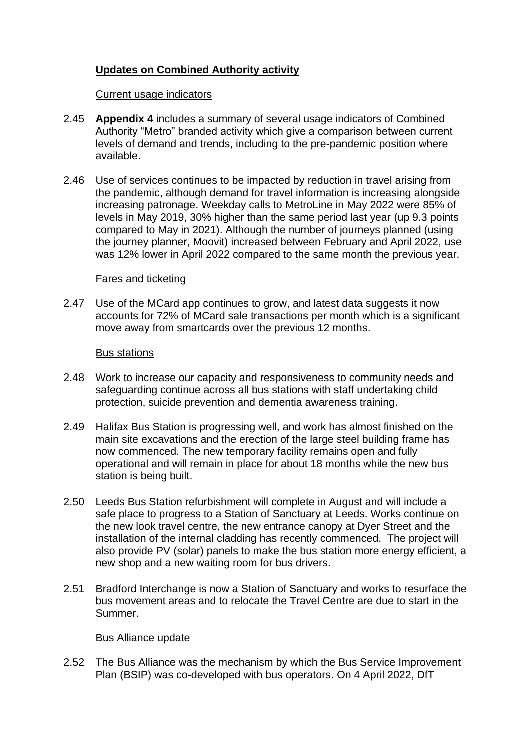## **Updates on Combined Authority activity**

Current usage indicators

2.45 **Appendix 4** includes a summary of several usage indicators of Combined Authority "Metro" branded activity which give a comparison between current levels of demand and trends, including to the pre-pandemic position where available.

2.46 Use of services continues to be impacted by reduction in travel arising from the pandemic, although demand for travel information is increasing alongside increasing patronage. Weekday calls to MetroLine in May 2022 were 85% of levels in May 2019, 30% higher than the same period last year (up 9.3 points compared to May in 2021). Although the number of journeys planned (using the journey planner, Moovit) increased between February and April 2022, use was 12% lower in April 2022 compared to the same month the previous year.

Fares and ticketing

2.47 Use of the MCard app continues to grow, and latest data suggests it now accounts for 72% of MCard sale transactions per month which is a significant move away from smartcards over the previous 12 months.

Bus stations

2.48 Work to increase our capacity and responsiveness to community needs and safeguarding continue across all bus stations with staff undertaking child protection, suicide prevention and dementia awareness training.

2.49 Halifax Bus Station is progressing well, and work has almost finished on the main site excavations and the erection of the large steel building frame has now commenced. The new temporary facility remains open and fully operational and will remain in place for about 18 months while the new bus station is being built.

2.50 Leeds Bus Station refurbishment will complete in August and will include a safe place to progress to a Station of Sanctuary at Leeds. Works continue on the new look travel centre, the new entrance canopy at Dyer Street and the installation of the internal cladding has recently commenced. The project will also provide PV (solar) panels to make the bus station more energy efficient, a new shop and a new waiting room for bus drivers.

2.51 Bradford Interchange is now a Station of Sanctuary and works to resurface the bus movement areas and to relocate the Travel Centre are due to start in the Summer.

Bus Alliance update

2.52 The Bus Alliance was the mechanism by which the Bus Service Improvement Plan (BSIP) was co-developed with bus operators. On 4 April 2022, DfT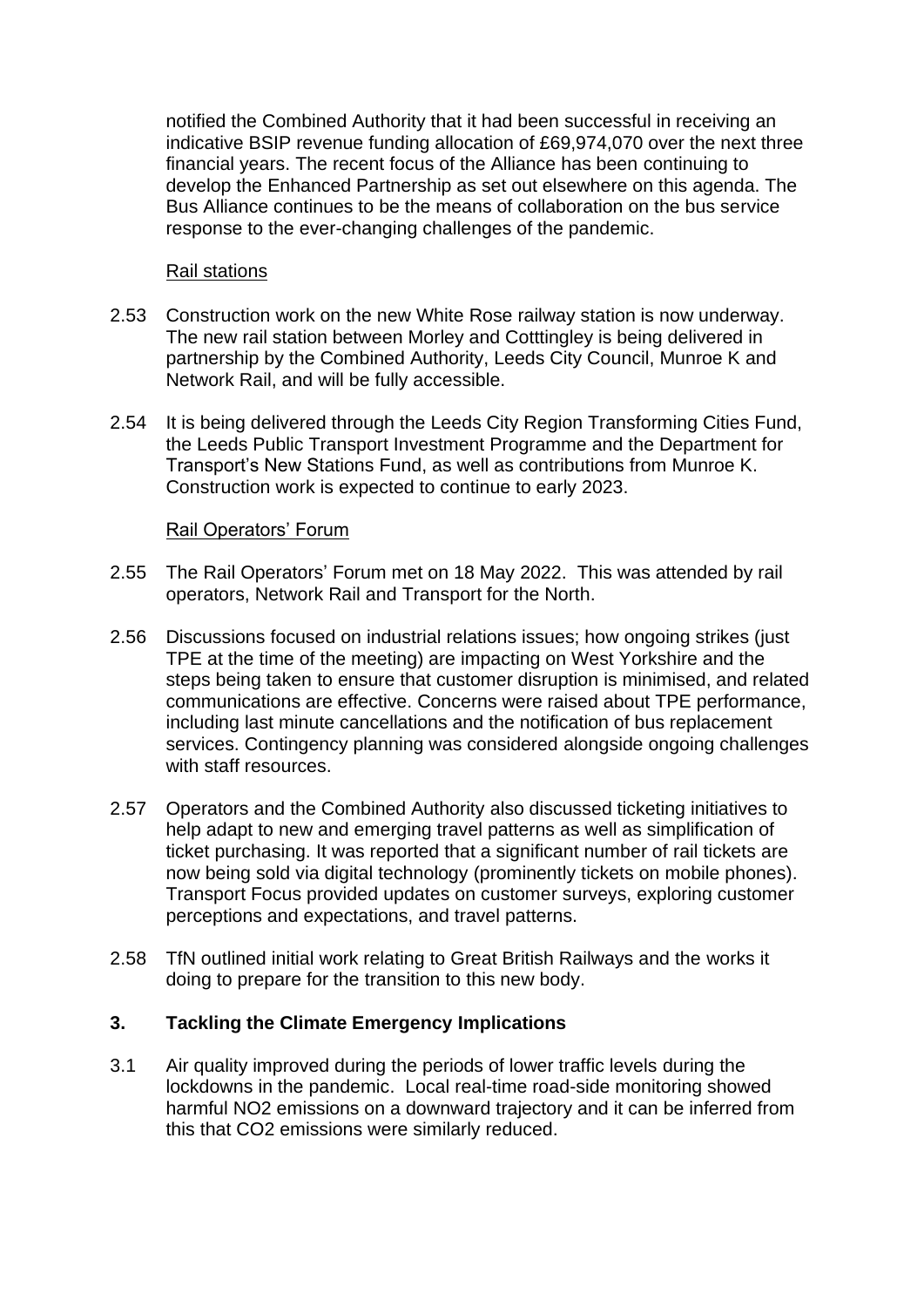notified the Combined Authority that it had been successful in receiving an indicative BSIP revenue funding allocation of £69,974,070 over the next three financial years. The recent focus of the Alliance has been continuing to develop the Enhanced Partnership as set out elsewhere on this agenda. The Bus Alliance continues to be the means of collaboration on the bus service response to the ever-changing challenges of the pandemic.

Rail stations

2.53 Construction work on the new White Rose railway station is now underway. The new rail station between Morley and Cotttingley is being delivered in partnership by the Combined Authority, Leeds City Council, Munroe K and Network Rail, and will be fully accessible.

2.54 It is being delivered through the Leeds City Region Transforming Cities Fund, the Leeds Public Transport Investment Programme and the Department for Transport's New Stations Fund, as well as contributions from Munroe K. Construction work is expected to continue to early 2023.

Rail Operators' Forum

2.55 The Rail Operators' Forum met on 18 May 2022. This was attended by rail operators, Network Rail and Transport for the North.

2.56 Discussions focused on industrial relations issues; how ongoing strikes (just TPE at the time of the meeting) are impacting on West Yorkshire and the steps being taken to ensure that customer disruption is minimised, and related communications are effective. Concerns were raised about TPE performance, including last minute cancellations and the notification of bus replacement services. Contingency planning was considered alongside ongoing challenges with staff resources.

2.57 Operators and the Combined Authority also discussed ticketing initiatives to help adapt to new and emerging travel patterns as well as simplification of ticket purchasing. It was reported that a significant number of rail tickets are now being sold via digital technology (prominently tickets on mobile phones). Transport Focus provided updates on customer surveys, exploring customer perceptions and expectations, and travel patterns.

2.58 TfN outlined initial work relating to Great British Railways and the works it doing to prepare for the transition to this new body.

## 3. Tackling the Climate Emergency Implications

3.1 Air quality improved during the periods of lower traffic levels during the lockdowns in the pandemic. Local real-time road-side monitoring showed harmful $NO_2$ emissions on a downward trajectory and it can be inferred from this that $CO_2$ emissions were similarly reduced.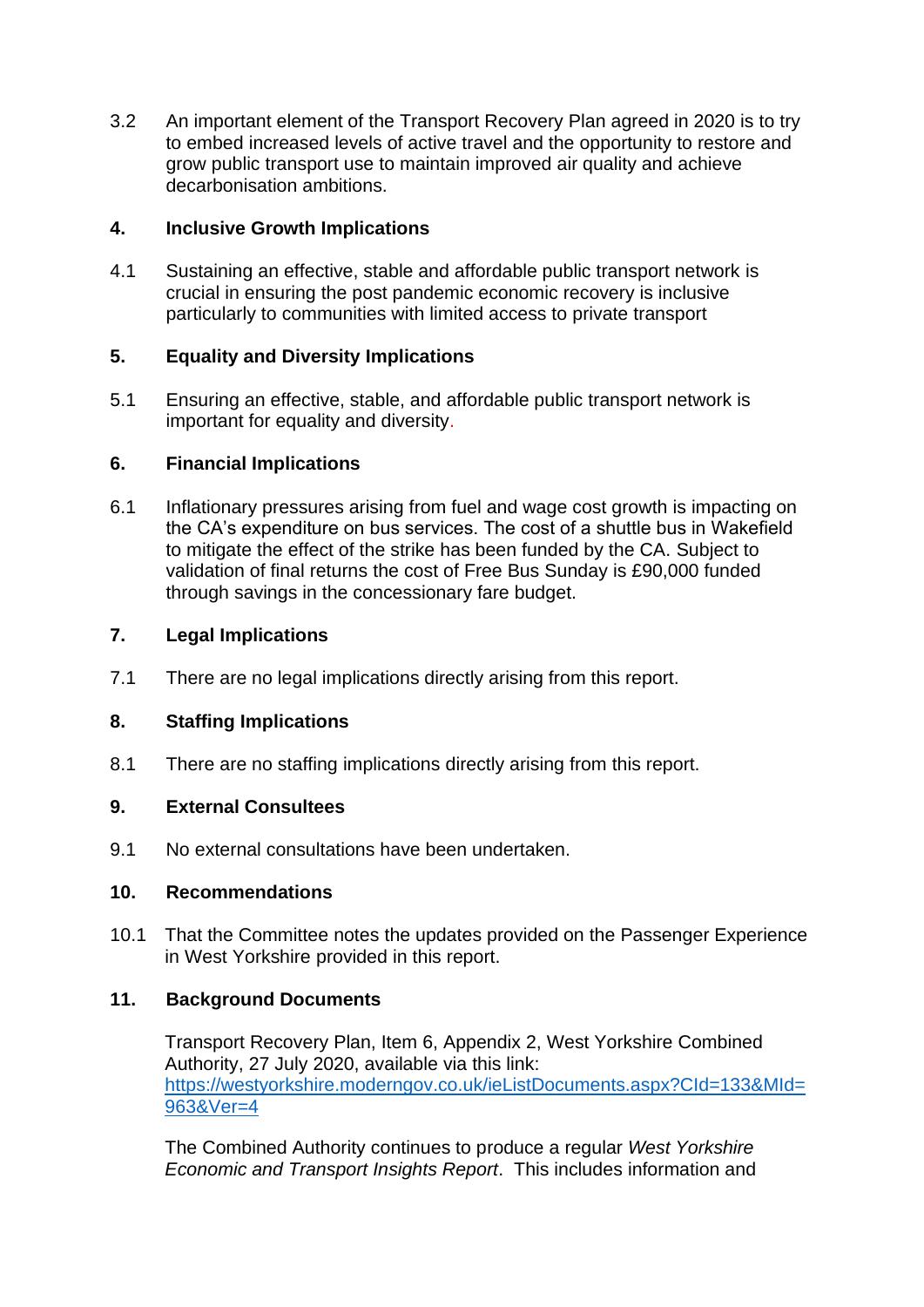3.2 An important element of the Transport Recovery Plan agreed in 2020 is to try to embed increased levels of active travel and the opportunity to restore and grow public transport use to maintain improved air quality and achieve decarbonisation ambitions.

## 4. Inclusive Growth Implications

4.1 Sustaining an effective, stable and affordable public transport network is crucial in ensuring the post pandemic economic recovery is inclusive particularly to communities with limited access to private transport

## 5. Equality and Diversity Implications

5.1 Ensuring an effective, stable, and affordable public transport network is important for equality and diversity.

## 6. Financial Implications

6.1 Inflationary pressures arising from fuel and wage cost growth is impacting on the CA's expenditure on bus services. The cost of a shuttle bus in Wakefield to mitigate the effect of the strike has been funded by the CA. Subject to validation of final returns the cost of Free Bus Sunday is £90,000 funded through savings in the concessionary fare budget.

## 7. Legal Implications

7.1 There are no legal implications directly arising from this report.

## 8. Staffing Implications

8.1 There are no staffing implications directly arising from this report.

## 9. External Consultees

9.1 No external consultations have been undertaken.

## 10. Recommendations

10.1 That the Committee notes the updates provided on the Passenger Experience in West Yorkshire provided in this report.

## 11. Background Documents

Transport Recovery Plan, Item 6, Appendix 2, West Yorkshire Combined Authority, 27 July 2020, available via this link: [https://westyorkshire.moderngov.co.uk/ieListDocuments.aspx?CId=133&MId=963&Ver=4](https://westyorkshire.moderngov.co.uk/ieListDocuments.aspx?CId=133&MId=963&Ver=4)

The Combined Authority continues to produce a regular *West Yorkshire Economic and Transport Insights Report*. This includes information and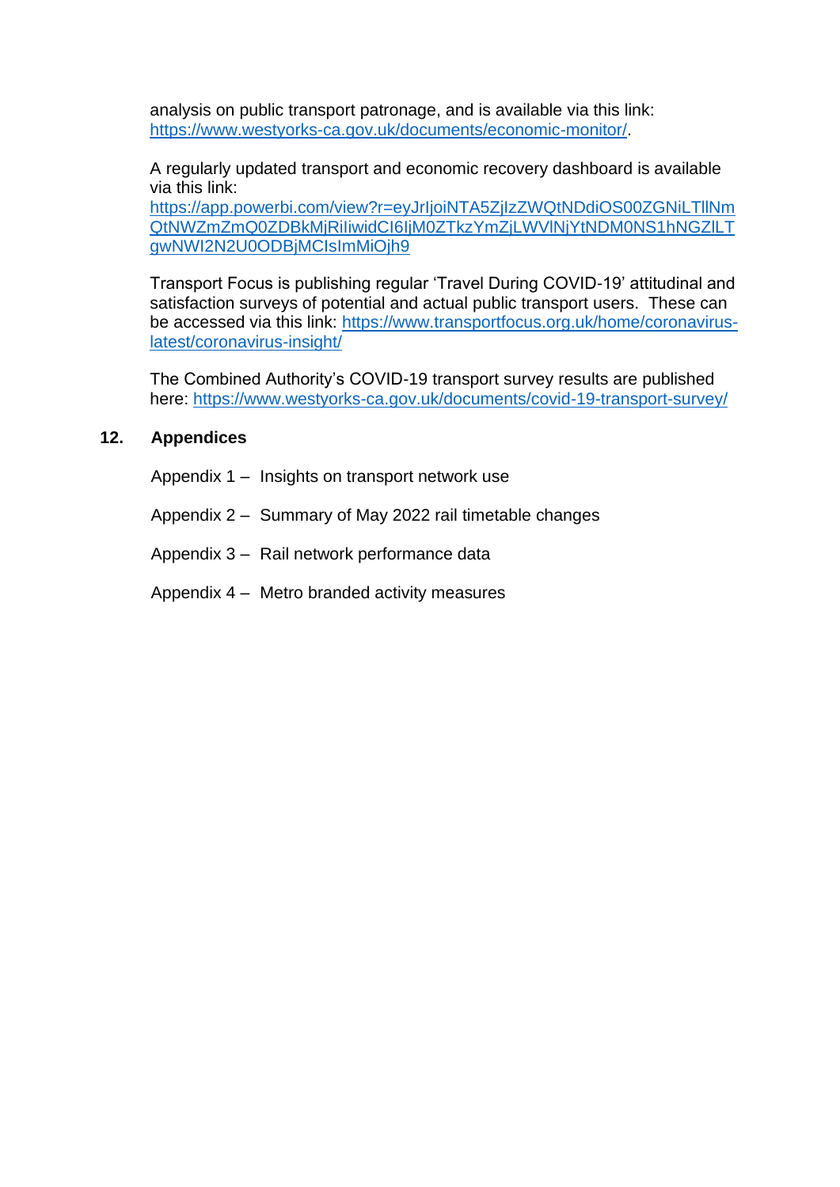analysis on public transport patronage, and is available via this link: https://www.westyorks-ca.gov.uk/documents/economic-monitor/.

A regularly updated transport and economic recovery dashboard is available via this link: https://app.powerbi.com/view?r=eyJrIjoiNTA5ZjIzZWQtNDdiOS00ZGNiLTllNmQtNWZmZmQ0ZDBkMjRiIiwidCI6IjM0ZTkzYmZjLWVlNjYtNDM0NS1hNGZlLTgwNWI2N2U0ODBjMCIsImMiOjh9

Transport Focus is publishing regular 'Travel During COVID-19' attitudinal and satisfaction surveys of potential and actual public transport users. These can be accessed via this link: https://www.transportfocus.org.uk/home/coronavirus-latest/coronavirus-insight/

The Combined Authority's COVID-19 transport survey results are published here: https://www.westyorks-ca.gov.uk/documents/covid-19-transport-survey/

## 12. Appendices

Appendix 1 – Insights on transport network use

Appendix 2 – Summary of May 2022 rail timetable changes

Appendix 3 – Rail network performance data

Appendix 4 – Metro branded activity measures